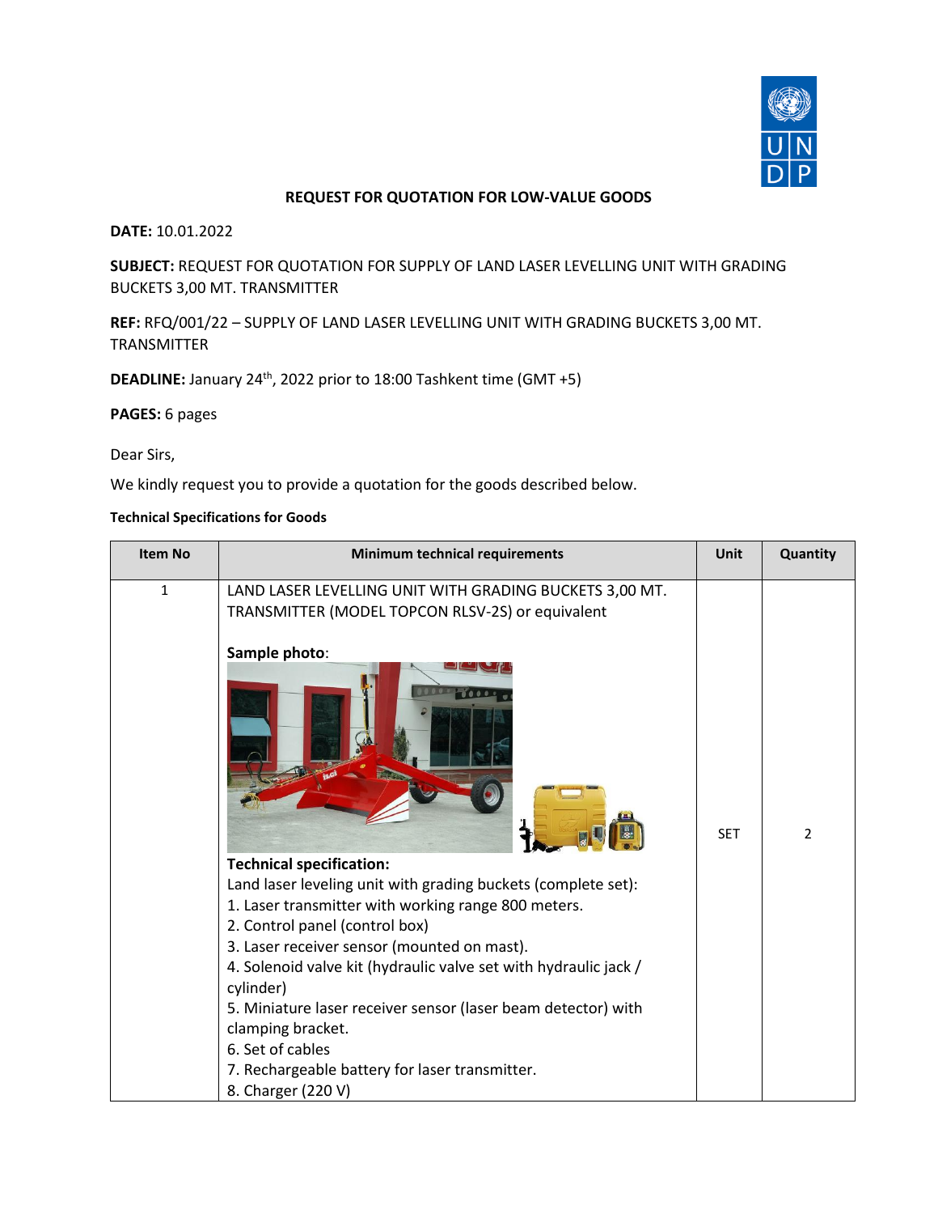## REQUEST FOR QUOTATION FOR LOW-VALUE GOODS

**DATE:** 10.01.2022

**SUBJECT:** REQUEST FOR QUOTATION FOR SUPPLY OF LAND LASER LEVELLING UNIT WITH GRADING BUCKETS 3,00 MT. TRANSMITTER

**REF:** RFQ/001/22 – SUPPLY OF LAND LASER LEVELLING UNIT WITH GRADING BUCKETS 3,00 MT. TRANSMITTER

**DEADLINE:** January 24th, 2022 prior to 18:00 Tashkent time (GMT +5)

**PAGES:** 6 pages

Dear Sirs,

We kindly request you to provide a quotation for the goods described below.

**Technical Specifications for Goods**

| Item No | Minimum technical requirements | Unit | Quantity |
|---|---|---|---|
| 1 | LAND LASER LEVELLING UNIT WITH GRADING BUCKETS 3,00 MT. TRANSMITTER (MODEL TOPCON RLSV-2S) or equivalent<br><br>**Sample photo**:<br><br>**Technical specification:**<br>Land laser leveling unit with grading buckets (complete set):<br>1. Laser transmitter with working range 800 meters.<br>2. Control panel (control box)<br>3. Laser receiver sensor (mounted on mast).<br>4. Solenoid valve kit (hydraulic valve set with hydraulic jack / cylinder)<br>5. Miniature laser receiver sensor (laser beam detector) with clamping bracket.<br>6. Set of cables<br>7. Rechargeable battery for laser transmitter.<br>8. Charger (220 V) | SET | 2 |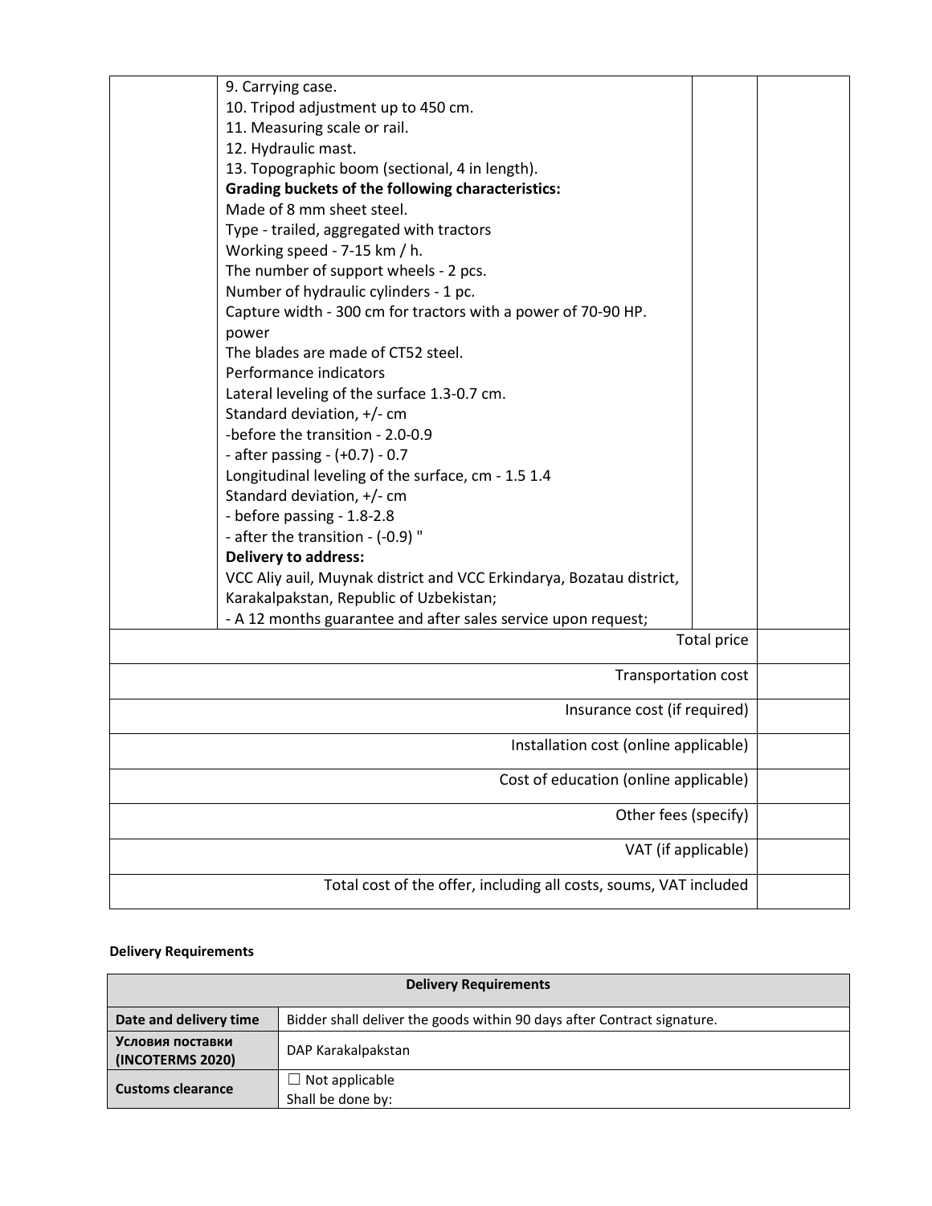| | | | |
|---|---|---|---|
| | 9. Carrying case.<br>10. Tripod adjustment up to 450 cm.<br>11. Measuring scale or rail.<br>12. Hydraulic mast.<br>13. Topographic boom (sectional, 4 in length).<br>**Grading buckets of the following characteristics:**<br>Made of 8 mm sheet steel.<br>Type - trailed, aggregated with tractors<br>Working speed - 7-15 km / h.<br>The number of support wheels - 2 pcs.<br>Number of hydraulic cylinders - 1 pc.<br>Capture width - 300 cm for tractors with a power of 70-90 HP. power<br>The blades are made of CT52 steel.<br>Performance indicators<br>Lateral leveling of the surface 1.3-0.7 cm.<br>Standard deviation, +/- cm<br>-before the transition - 2.0-0.9<br>- after passing - (+0.7) - 0.7<br>Longitudinal leveling of the surface, cm - 1.5 1.4<br>Standard deviation, +/- cm<br>- before passing - 1.8-2.8<br>- after the transition - (-0.9) "<br>**Delivery to address:**<br>VCC Aliy auil, Muynak district and VCC Erkindarya, Bozatau district, Karakalpakstan, Republic of Uzbekistan;<br>- A 12 months guarantee and after sales service upon request; | | |
| | | Total price | |
| | | Transportation cost | |
| | | Insurance cost (if required) | |
| | | Installation cost (online applicable) | |
| | | Cost of education (online applicable) | |
| | | Other fees (specify) | |
| | | VAT (if applicable) | |
| | | Total cost of the offer, including all costs, soums, VAT included | |

**Delivery Requirements**

| Delivery Requirements | |
|---|---|
| **Date and delivery time** | Bidder shall deliver the goods within 90 days after Contract signature. |
| **Условия поставки (INCOTERMS 2020)** | DAP Karakalpakstan |
| **Customs clearance** | ☐ Not applicable<br>Shall be done by: |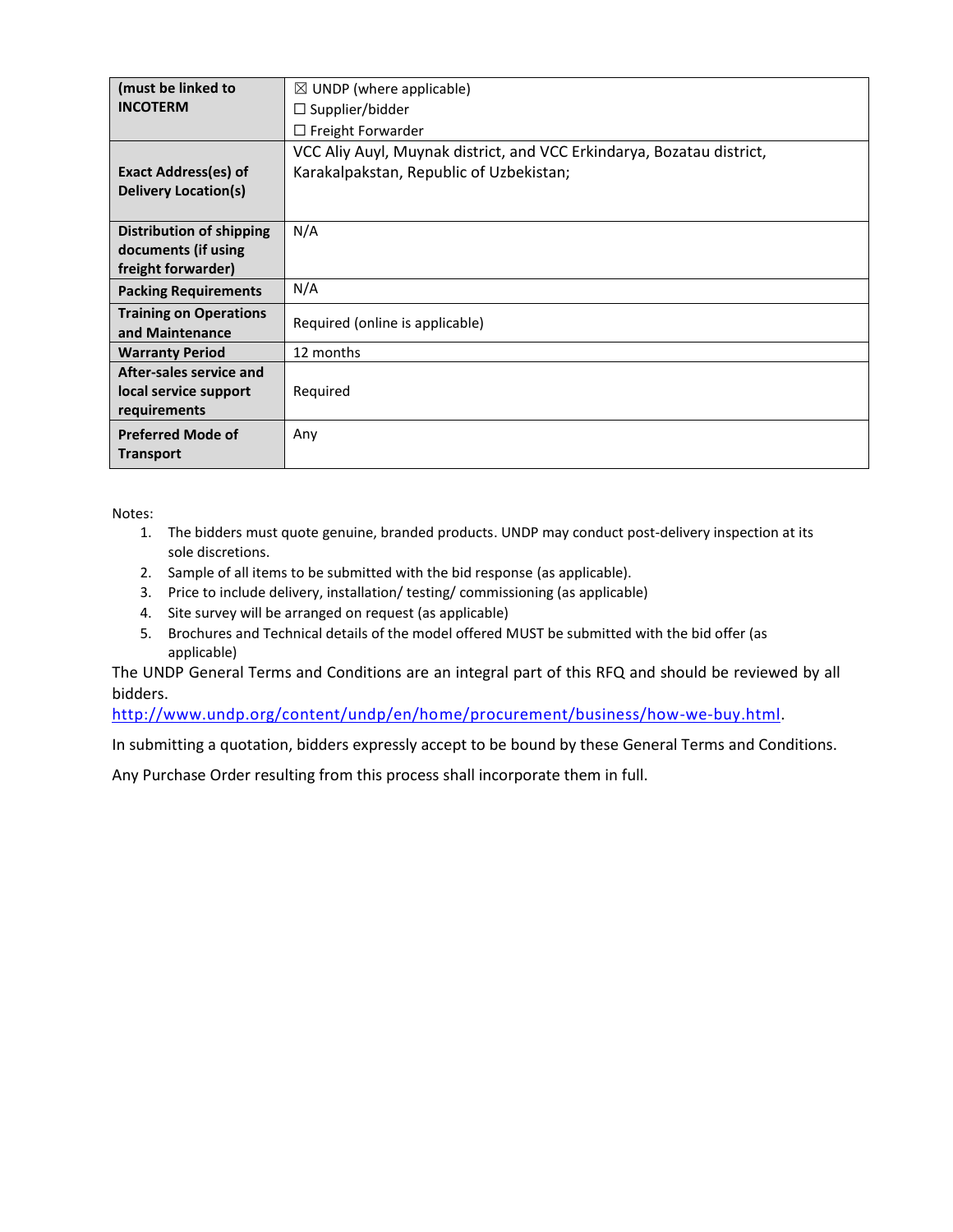| **(must be linked to INCOTERM** | ☒ UNDP (where applicable)<br>☐ Supplier/bidder<br>☐ Freight Forwarder |
|---|---|
| **Exact Address(es) of Delivery Location(s)** | VCC Aliy Auyl, Muynak district, and VCC Erkindarya, Bozatau district, Karakalpakstan, Republic of Uzbekistan; |
| **Distribution of shipping documents (if using freight forwarder)** | N/A |
| **Packing Requirements** | N/A |
| **Training on Operations and Maintenance** | Required (online is applicable) |
| **Warranty Period** | 12 months |
| **After-sales service and local service support requirements** | Required |
| **Preferred Mode of Transport** | Any |

Notes:

1. The bidders must quote genuine, branded products. UNDP may conduct post-delivery inspection at its sole discretions.
2. Sample of all items to be submitted with the bid response (as applicable).
3. Price to include delivery, installation/ testing/ commissioning (as applicable)
4. Site survey will be arranged on request (as applicable)
5. Brochures and Technical details of the model offered MUST be submitted with the bid offer (as applicable)

The UNDP General Terms and Conditions are an integral part of this RFQ and should be reviewed by all bidders.
http://www.undp.org/content/undp/en/home/procurement/business/how-we-buy.html.

In submitting a quotation, bidders expressly accept to be bound by these General Terms and Conditions.

Any Purchase Order resulting from this process shall incorporate them in full.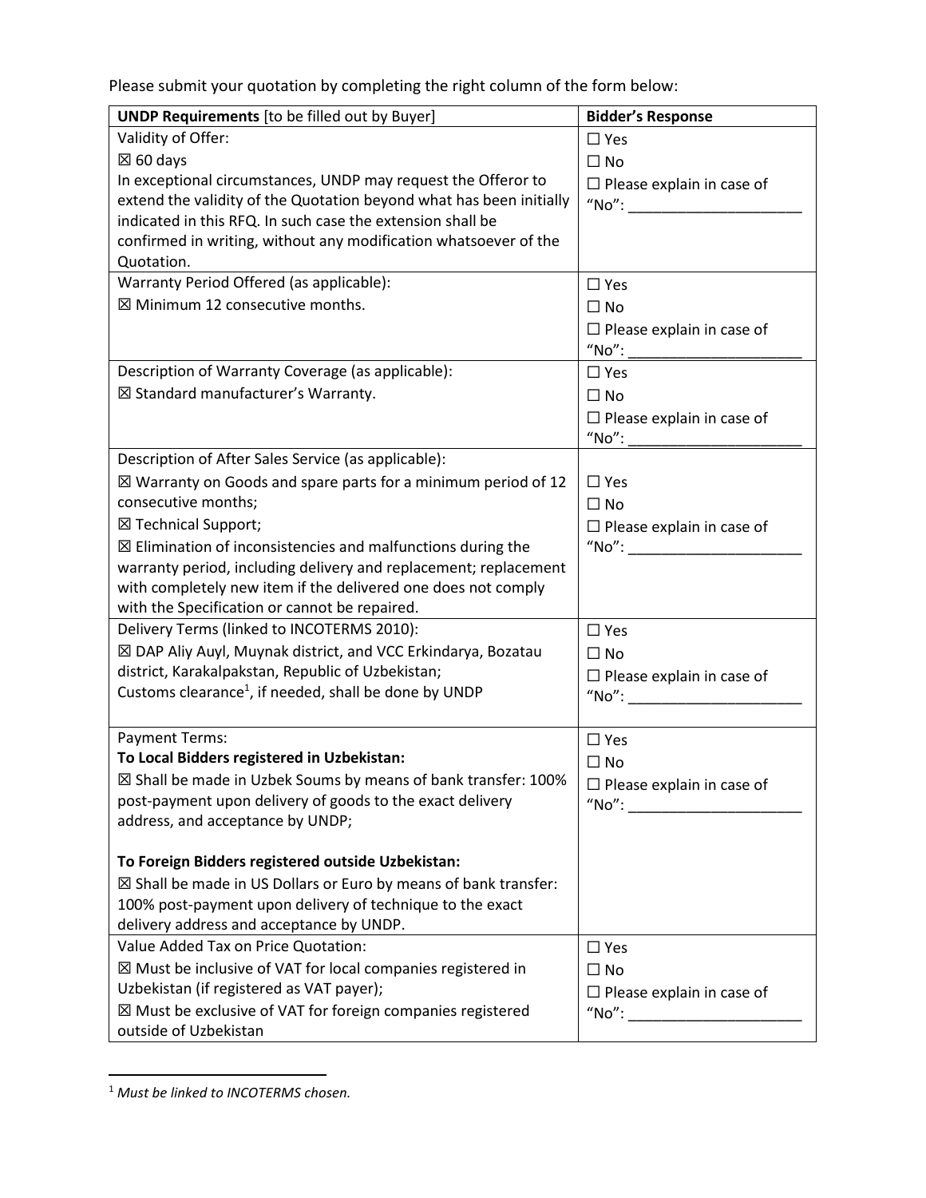Please submit your quotation by completing the right column of the form below:

| **UNDP Requirements** [to be filled out by Buyer] | **Bidder's Response** |
|---|---|
| Validity of Offer:<br>☒ 60 days<br>In exceptional circumstances, UNDP may request the Offeror to extend the validity of the Quotation beyond what has been initially indicated in this RFQ. In such case the extension shall be confirmed in writing, without any modification whatsoever of the Quotation. | ☐ Yes<br>☐ No<br>☐ Please explain in case of "No": ____________________ |
| Warranty Period Offered (as applicable):<br>☒ Minimum 12 consecutive months. | ☐ Yes<br>☐ No<br>☐ Please explain in case of "No": ____________________ |
| Description of Warranty Coverage (as applicable):<br>☒ Standard manufacturer's Warranty. | ☐ Yes<br>☐ No<br>☐ Please explain in case of "No": ____________________ |
| Description of After Sales Service (as applicable):<br>☒ Warranty on Goods and spare parts for a minimum period of 12 consecutive months;<br>☒ Technical Support;<br>☒ Elimination of inconsistencies and malfunctions during the warranty period, including delivery and replacement; replacement with completely new item if the delivered one does not comply with the Specification or cannot be repaired. | ☐ Yes<br>☐ No<br>☐ Please explain in case of "No": ____________________ |
| Delivery Terms (linked to INCOTERMS 2010):<br>☒ DAP Aliy Auyl, Muynak district, and VCC Erkindarya, Bozatau district, Karakalpakstan, Republic of Uzbekistan;<br>Customs clearance[1], if needed, shall be done by UNDP | ☐ Yes<br>☐ No<br>☐ Please explain in case of "No": ____________________ |
| Payment Terms:<br>**To Local Bidders registered in Uzbekistan:**<br>☒ Shall be made in Uzbek Soums by means of bank transfer: 100% post-payment upon delivery of goods to the exact delivery address, and acceptance by UNDP;<br><br>**To Foreign Bidders registered outside Uzbekistan:**<br>☒ Shall be made in US Dollars or Euro by means of bank transfer: 100% post-payment upon delivery of technique to the exact delivery address and acceptance by UNDP. | ☐ Yes<br>☐ No<br>☐ Please explain in case of "No": ____________________ |
| Value Added Tax on Price Quotation:<br>☒ Must be inclusive of VAT for local companies registered in Uzbekistan (if registered as VAT payer);<br>☒ Must be exclusive of VAT for foreign companies registered outside of Uzbekistan | ☐ Yes<br>☐ No<br>☐ Please explain in case of "No": ____________________ |

[1] *Must be linked to INCOTERMS chosen.*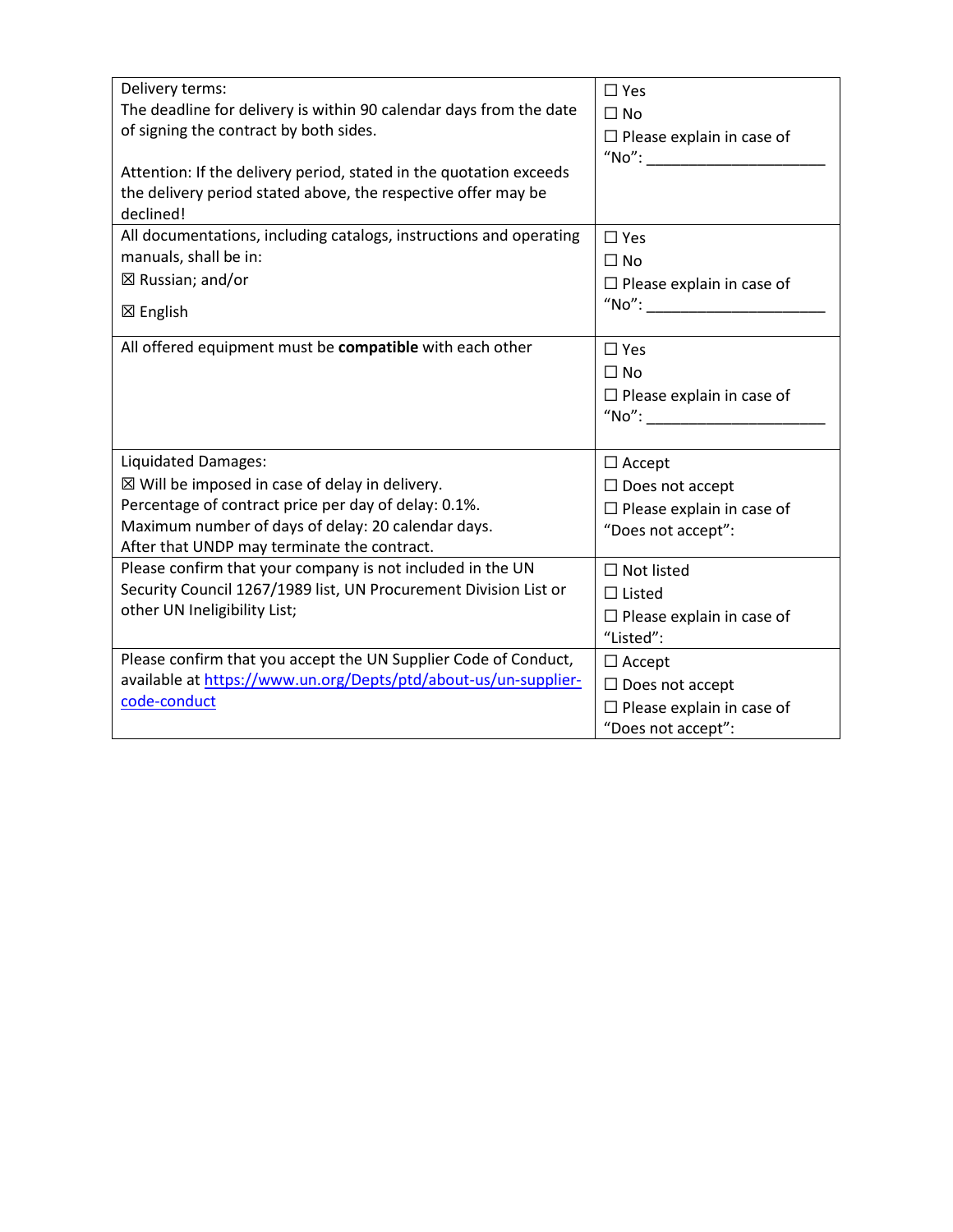| | |
|---|---|
| Delivery terms:<br>The deadline for delivery is within 90 calendar days from the date of signing the contract by both sides.<br><br>Attention: If the delivery period, stated in the quotation exceeds the delivery period stated above, the respective offer may be declined! | ☐ Yes<br>☐ No<br>☐ Please explain in case of "No": ____________________ |
| All documentations, including catalogs, instructions and operating manuals, shall be in:<br>☒ Russian; and/or<br>☒ English | ☐ Yes<br>☐ No<br>☐ Please explain in case of "No": ____________________ |
| All offered equipment must be **compatible** with each other | ☐ Yes<br>☐ No<br>☐ Please explain in case of "No": ____________________ |
| Liquidated Damages:<br>☒ Will be imposed in case of delay in delivery.<br>Percentage of contract price per day of delay: 0.1%.<br>Maximum number of days of delay: 20 calendar days.<br>After that UNDP may terminate the contract. | ☐ Accept<br>☐ Does not accept<br>☐ Please explain in case of "Does not accept": |
| Please confirm that your company is not included in the UN Security Council 1267/1989 list, UN Procurement Division List or other UN Ineligibility List; | ☐ Not listed<br>☐ Listed<br>☐ Please explain in case of "Listed": |
| Please confirm that you accept the UN Supplier Code of Conduct, available at [https://www.un.org/Depts/ptd/about-us/un-supplier-code-conduct](https://www.un.org/Depts/ptd/about-us/un-supplier-code-conduct) | ☐ Accept<br>☐ Does not accept<br>☐ Please explain in case of "Does not accept": |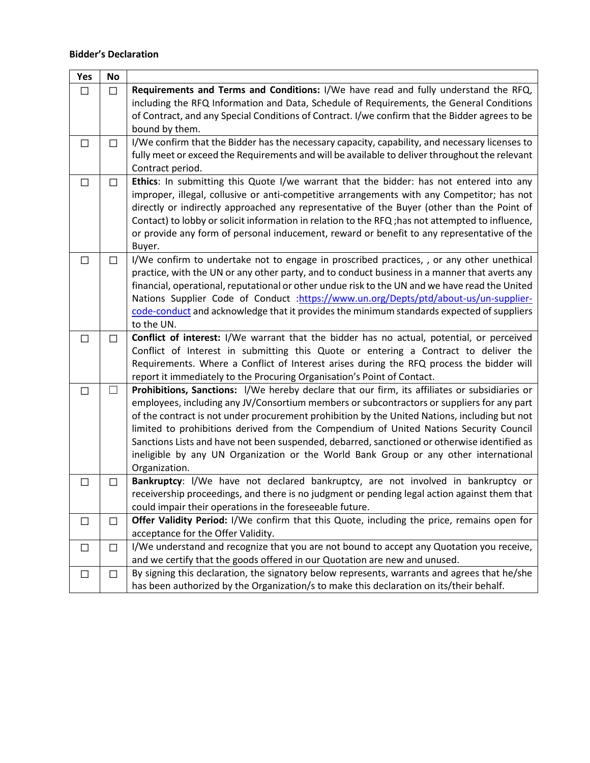**Bidder's Declaration**

| Yes | No | |
|---|---|---|
| ☐ | ☐ | **Requirements and Terms and Conditions:** I/We have read and fully understand the RFQ, including the RFQ Information and Data, Schedule of Requirements, the General Conditions of Contract, and any Special Conditions of Contract. I/we confirm that the Bidder agrees to be bound by them. |
| ☐ | ☐ | I/We confirm that the Bidder has the necessary capacity, capability, and necessary licenses to fully meet or exceed the Requirements and will be available to deliver throughout the relevant Contract period. |
| ☐ | ☐ | **Ethics**: In submitting this Quote I/we warrant that the bidder: has not entered into any improper, illegal, collusive or anti-competitive arrangements with any Competitor; has not directly or indirectly approached any representative of the Buyer (other than the Point of Contact) to lobby or solicit information in relation to the RFQ ;has not attempted to influence, or provide any form of personal inducement, reward or benefit to any representative of the Buyer. |
| ☐ | ☐ | I/We confirm to undertake not to engage in proscribed practices, , or any other unethical practice, with the UN or any other party, and to conduct business in a manner that averts any financial, operational, reputational or other undue risk to the UN and we have read the United Nations Supplier Code of Conduct :[https://www.un.org/Depts/ptd/about-us/un-supplier-code-conduct](https://www.un.org/Depts/ptd/about-us/un-supplier-code-conduct) and acknowledge that it provides the minimum standards expected of suppliers to the UN. |
| ☐ | ☐ | **Conflict of interest:** I/We warrant that the bidder has no actual, potential, or perceived Conflict of Interest in submitting this Quote or entering a Contract to deliver the Requirements. Where a Conflict of Interest arises during the RFQ process the bidder will report it immediately to the Procuring Organisation's Point of Contact. |
| ☐ | ☐ | **Prohibitions, Sanctions:** I/We hereby declare that our firm, its affiliates or subsidiaries or employees, including any JV/Consortium members or subcontractors or suppliers for any part of the contract is not under procurement prohibition by the United Nations, including but not limited to prohibitions derived from the Compendium of United Nations Security Council Sanctions Lists and have not been suspended, debarred, sanctioned or otherwise identified as ineligible by any UN Organization or the World Bank Group or any other international Organization. |
| ☐ | ☐ | **Bankruptcy**: I/We have not declared bankruptcy, are not involved in bankruptcy or receivership proceedings, and there is no judgment or pending legal action against them that could impair their operations in the foreseeable future. |
| ☐ | ☐ | **Offer Validity Period:** I/We confirm that this Quote, including the price, remains open for acceptance for the Offer Validity. |
| ☐ | ☐ | I/We understand and recognize that you are not bound to accept any Quotation you receive, and we certify that the goods offered in our Quotation are new and unused. |
| ☐ | ☐ | By signing this declaration, the signatory below represents, warrants and agrees that he/she has been authorized by the Organization/s to make this declaration on its/their behalf. |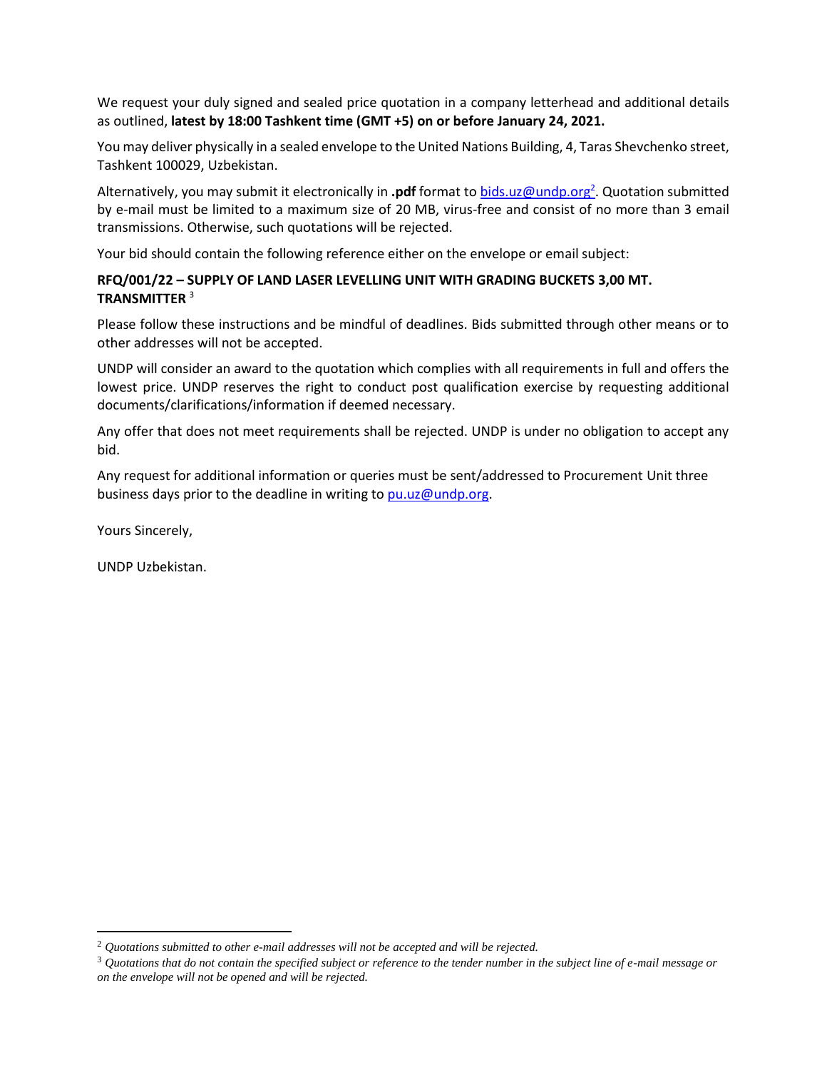We request your duly signed and sealed price quotation in a company letterhead and additional details as outlined, **latest by 18:00 Tashkent time (GMT +5) on or before January 24, 2021.**

You may deliver physically in a sealed envelope to the United Nations Building, 4, Taras Shevchenko street, Tashkent 100029, Uzbekistan.

Alternatively, you may submit it electronically in **.pdf** format to bids.uz@undp.org[2]. Quotation submitted by e-mail must be limited to a maximum size of 20 MB, virus-free and consist of no more than 3 email transmissions. Otherwise, such quotations will be rejected.

Your bid should contain the following reference either on the envelope or email subject:

**RFQ/001/22 – SUPPLY OF LAND LASER LEVELLING UNIT WITH GRADING BUCKETS 3,00 MT. TRANSMITTER** [3]

Please follow these instructions and be mindful of deadlines. Bids submitted through other means or to other addresses will not be accepted.

UNDP will consider an award to the quotation which complies with all requirements in full and offers the lowest price. UNDP reserves the right to conduct post qualification exercise by requesting additional documents/clarifications/information if deemed necessary.

Any offer that does not meet requirements shall be rejected. UNDP is under no obligation to accept any bid.

Any request for additional information or queries must be sent/addressed to Procurement Unit three business days prior to the deadline in writing to pu.uz@undp.org.

Yours Sincerely,

UNDP Uzbekistan.

---

[2] *Quotations submitted to other e-mail addresses will not be accepted and will be rejected.*

[3] *Quotations that do not contain the specified subject or reference to the tender number in the subject line of e-mail message or on the envelope will not be opened and will be rejected.*